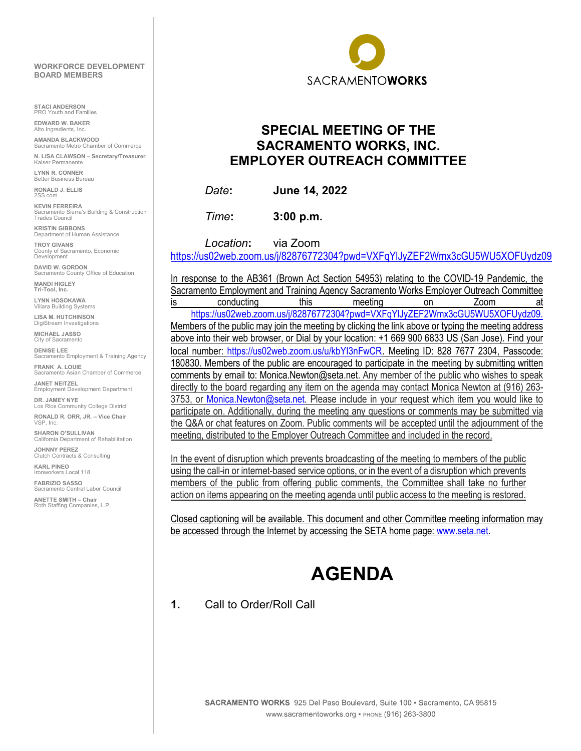**WORKFORCE DEVELOPMENT BOARD MEMBERS**

**STACI ANDERSON**
PRO Youth and Families

**EDWARD W. BAKER**
Alto Ingredients, Inc.

**AMANDA BLACKWOOD**
Sacramento Metro Chamber of Commerce

**N. LISA CLAWSON – Secretary/Treasurer**
Kaiser Permanente

**LYNN R. CONNER**
Better Business Bureau

**RONALD J. ELLIS**
2SS.com

**KEVIN FERREIRA**
Sacramento Sierra's Building & Construction Trades Council

**KRISTIN GIBBONS**
Department of Human Assistance

**TROY GIVANS**
County of Sacramento, Economic Development

**DAVID W. GORDON**
Sacramento County Office of Education

**MANDI HIGLEY**
Tri-Tool, Inc.

**LYNN HOSOKAWA**
Villara Building Systems

**LISA M. HUTCHINSON**
DigiStream Investigations

**MICHAEL JASSO**
City of Sacramento

**DENISE LEE**
Sacramento Employment & Training Agency

**FRANK A. LOUIE**
Sacramento Asian Chamber of Commerce

**JANET NEITZEL**
Employment Development Department

**DR. JAMEY NYE**
Los Rios Community College District

**RONALD R. ORR, JR. – Vice Chair**
VSP, Inc.

**SHARON O'SULLIVAN**
California Department of Rehabilitation

**JOHNNY PEREZ**
Clutch Contracts & Consulting

**KARL PINEO**
Ironworkers Local 118

**FABRIZIO SASSO**
Sacramento Central Labor Council

**ANETTE SMITH – Chair**
Roth Staffing Companies, L.P.

SACRAMENTO**WORKS**

# SPECIAL MEETING OF THE SACRAMENTO WORKS, INC. EMPLOYER OUTREACH COMMITTEE

*Date*: **June 14, 2022**

*Time*: **3:00 p.m.**

*Location*: via Zoom
https://us02web.zoom.us/j/82876772304?pwd=VXFqYlJyZEF2Wmx3cGU5WU5XOFUydz09

In response to the AB361 (Brown Act Section 54953) relating to the COVID-19 Pandemic, the Sacramento Employment and Training Agency Sacramento Works Employer Outreach Committee is conducting this meeting on Zoom at https://us02web.zoom.us/j/82876772304?pwd=VXFqYlJyZEF2Wmx3cGU5WU5XOFUydz09. Members of the public may join the meeting by clicking the link above or typing the meeting address above into their web browser, or Dial by your location: +1 669 900 6833 US (San Jose). Find your local number: https://us02web.zoom.us/u/kbYl3nFwCR. Meeting ID: 828 7677 2304, Passcode: 180830. Members of the public are encouraged to participate in the meeting by submitting written comments by email to: Monica.Newton@seta.net. Any member of the public who wishes to speak directly to the board regarding any item on the agenda may contact Monica Newton at (916) 263-3753, or Monica.Newton@seta.net. Please include in your request which item you would like to participate on. Additionally, during the meeting any questions or comments may be submitted via the Q&A or chat features on Zoom. Public comments will be accepted until the adjournment of the meeting, distributed to the Employer Outreach Committee and included in the record.

In the event of disruption which prevents broadcasting of the meeting to members of the public using the call-in or internet-based service options, or in the event of a disruption which prevents members of the public from offering public comments, the Committee shall take no further action on items appearing on the meeting agenda until public access to the meeting is restored.

Closed captioning will be available. This document and other Committee meeting information may be accessed through the Internet by accessing the SETA home page: www.seta.net.

# AGENDA

**1.** Call to Order/Roll Call

**SACRAMENTO WORKS** 925 Del Paso Boulevard, Suite 100 ▪ Sacramento, CA 95815
www.sacramentoworks.org ▪ PHONE (916) 263-3800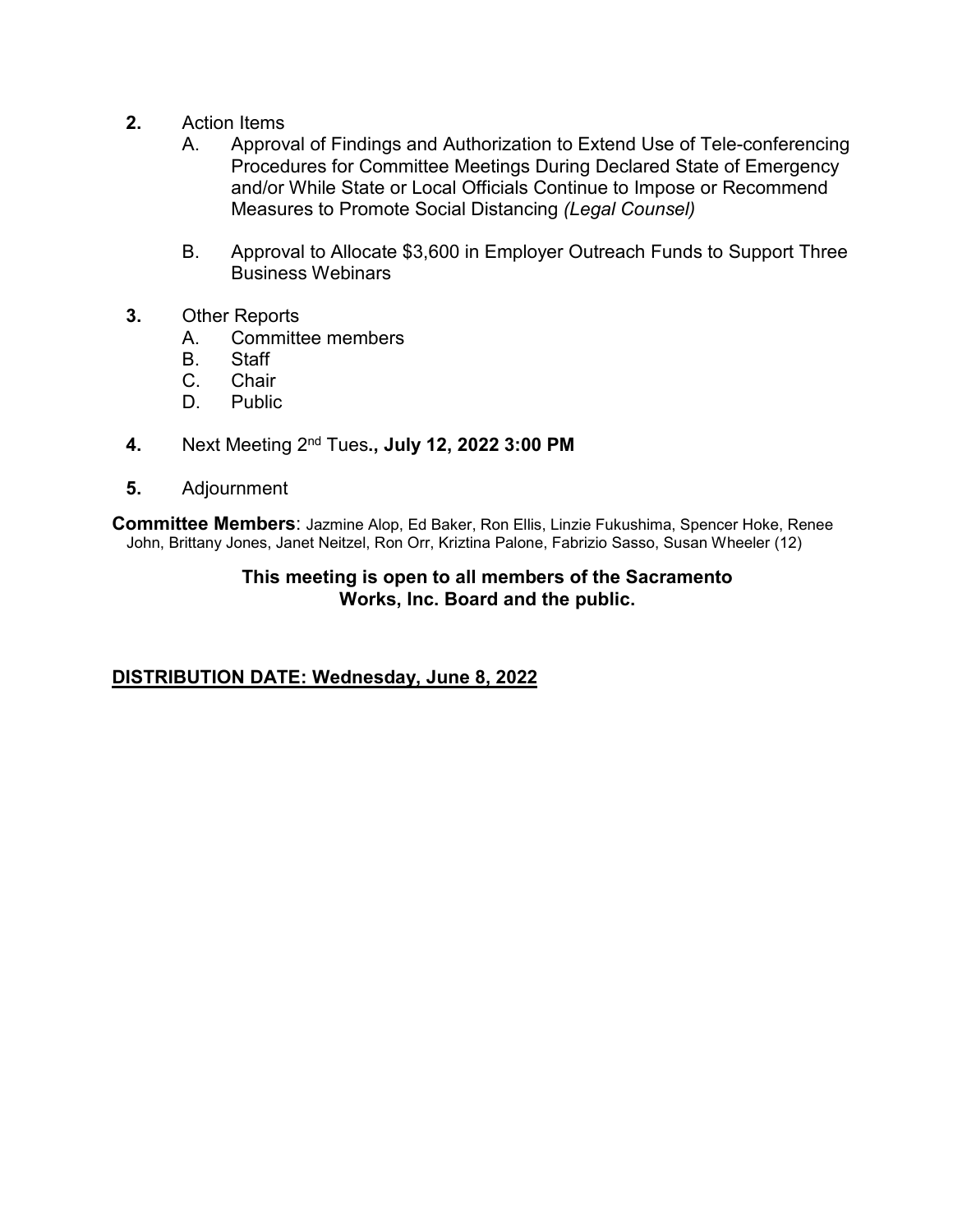**2.** Action Items

A. Approval of Findings and Authorization to Extend Use of Tele-conferencing Procedures for Committee Meetings During Declared State of Emergency and/or While State or Local Officials Continue to Impose or Recommend Measures to Promote Social Distancing *(Legal Counsel)*

B. Approval to Allocate $3,600 in Employer Outreach Funds to Support Three Business Webinars

**3.** Other Reports

A. Committee members
B. Staff
C. Chair
D. Public

**4.** Next Meeting 2nd Tues**., July 12, 2022 3:00 PM**

**5.** Adjournment

**Committee Members**: Jazmine Alop, Ed Baker, Ron Ellis, Linzie Fukushima, Spencer Hoke, Renee John, Brittany Jones, Janet Neitzel, Ron Orr, Kriztina Palone, Fabrizio Sasso, Susan Wheeler (12)

**This meeting is open to all members of the Sacramento Works, Inc. Board and the public.**

**DISTRIBUTION DATE: Wednesday, June 8, 2022**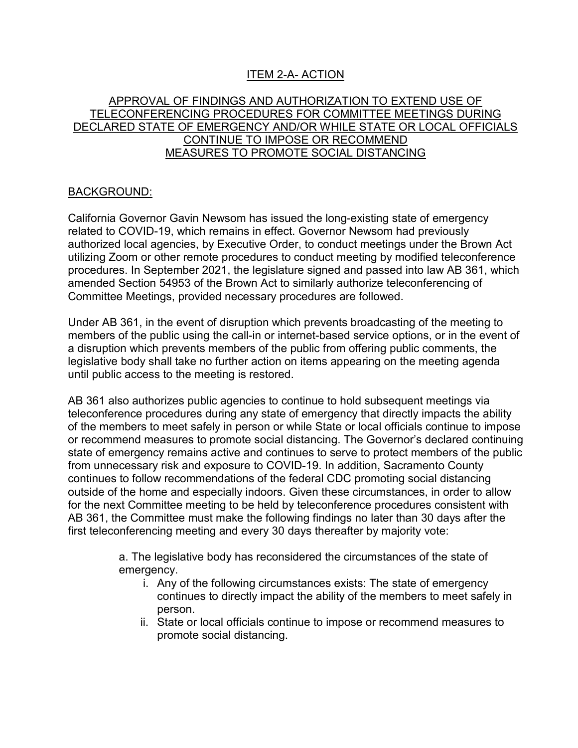## ITEM 2-A- ACTION

## APPROVAL OF FINDINGS AND AUTHORIZATION TO EXTEND USE OF TELECONFERENCING PROCEDURES FOR COMMITTEE MEETINGS DURING DECLARED STATE OF EMERGENCY AND/OR WHILE STATE OR LOCAL OFFICIALS CONTINUE TO IMPOSE OR RECOMMEND MEASURES TO PROMOTE SOCIAL DISTANCING

### BACKGROUND:

California Governor Gavin Newsom has issued the long-existing state of emergency related to COVID-19, which remains in effect. Governor Newsom had previously authorized local agencies, by Executive Order, to conduct meetings under the Brown Act utilizing Zoom or other remote procedures to conduct meeting by modified teleconference procedures. In September 2021, the legislature signed and passed into law AB 361, which amended Section 54953 of the Brown Act to similarly authorize teleconferencing of Committee Meetings, provided necessary procedures are followed.

Under AB 361, in the event of disruption which prevents broadcasting of the meeting to members of the public using the call-in or internet-based service options, or in the event of a disruption which prevents members of the public from offering public comments, the legislative body shall take no further action on items appearing on the meeting agenda until public access to the meeting is restored.

AB 361 also authorizes public agencies to continue to hold subsequent meetings via teleconference procedures during any state of emergency that directly impacts the ability of the members to meet safely in person or while State or local officials continue to impose or recommend measures to promote social distancing. The Governor's declared continuing state of emergency remains active and continues to serve to protect members of the public from unnecessary risk and exposure to COVID-19. In addition, Sacramento County continues to follow recommendations of the federal CDC promoting social distancing outside of the home and especially indoors. Given these circumstances, in order to allow for the next Committee meeting to be held by teleconference procedures consistent with AB 361, the Committee must make the following findings no later than 30 days after the first teleconferencing meeting and every 30 days thereafter by majority vote:

a. The legislative body has reconsidered the circumstances of the state of emergency.

   i. Any of the following circumstances exists: The state of emergency continues to directly impact the ability of the members to meet safely in person.

   ii. State or local officials continue to impose or recommend measures to promote social distancing.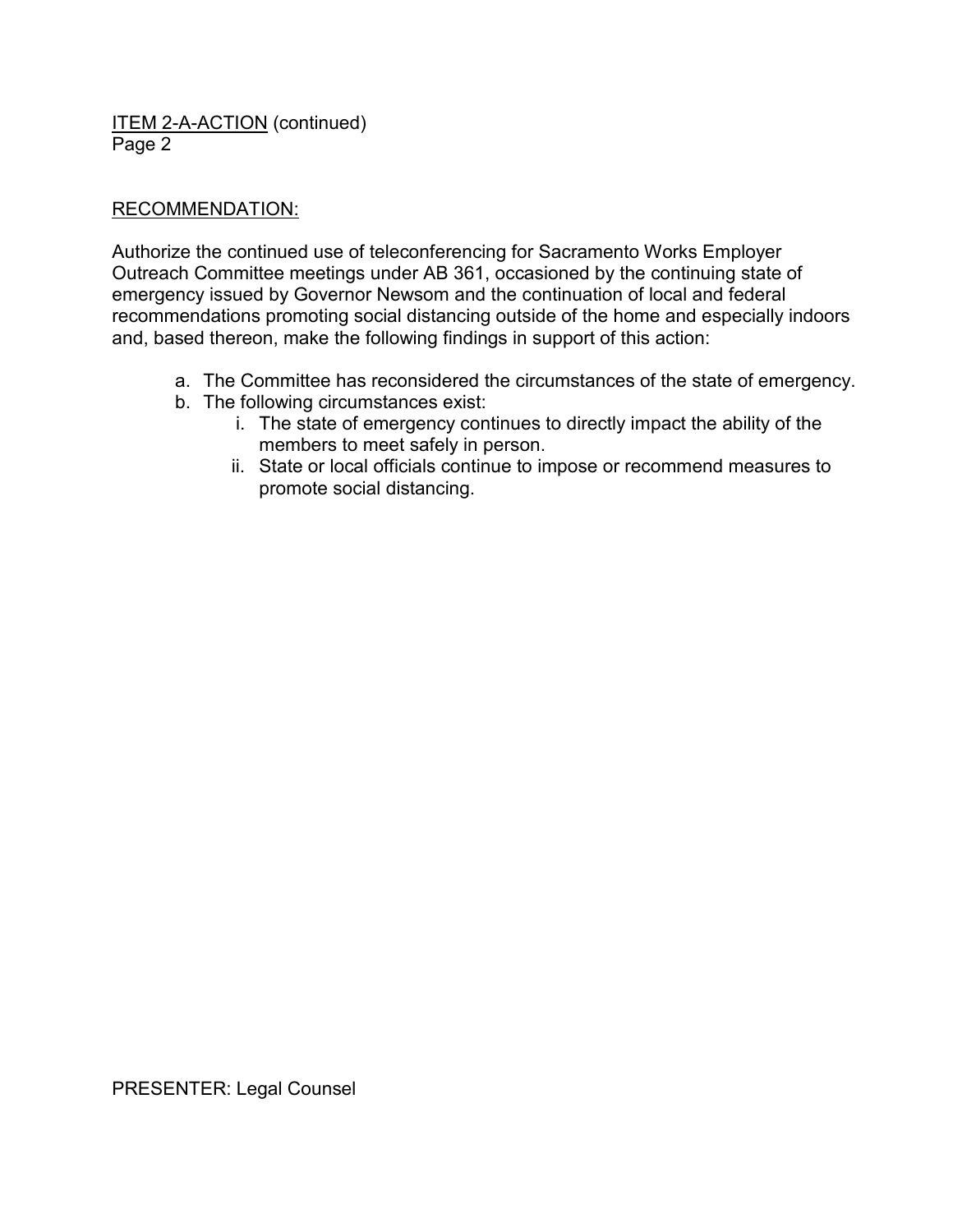ITEM 2-A-ACTION (continued)
Page 2

RECOMMENDATION:

Authorize the continued use of teleconferencing for Sacramento Works Employer Outreach Committee meetings under AB 361, occasioned by the continuing state of emergency issued by Governor Newsom and the continuation of local and federal recommendations promoting social distancing outside of the home and especially indoors and, based thereon, make the following findings in support of this action:

a. The Committee has reconsidered the circumstances of the state of emergency.
b. The following circumstances exist:
    i. The state of emergency continues to directly impact the ability of the members to meet safely in person.
    ii. State or local officials continue to impose or recommend measures to promote social distancing.

PRESENTER: Legal Counsel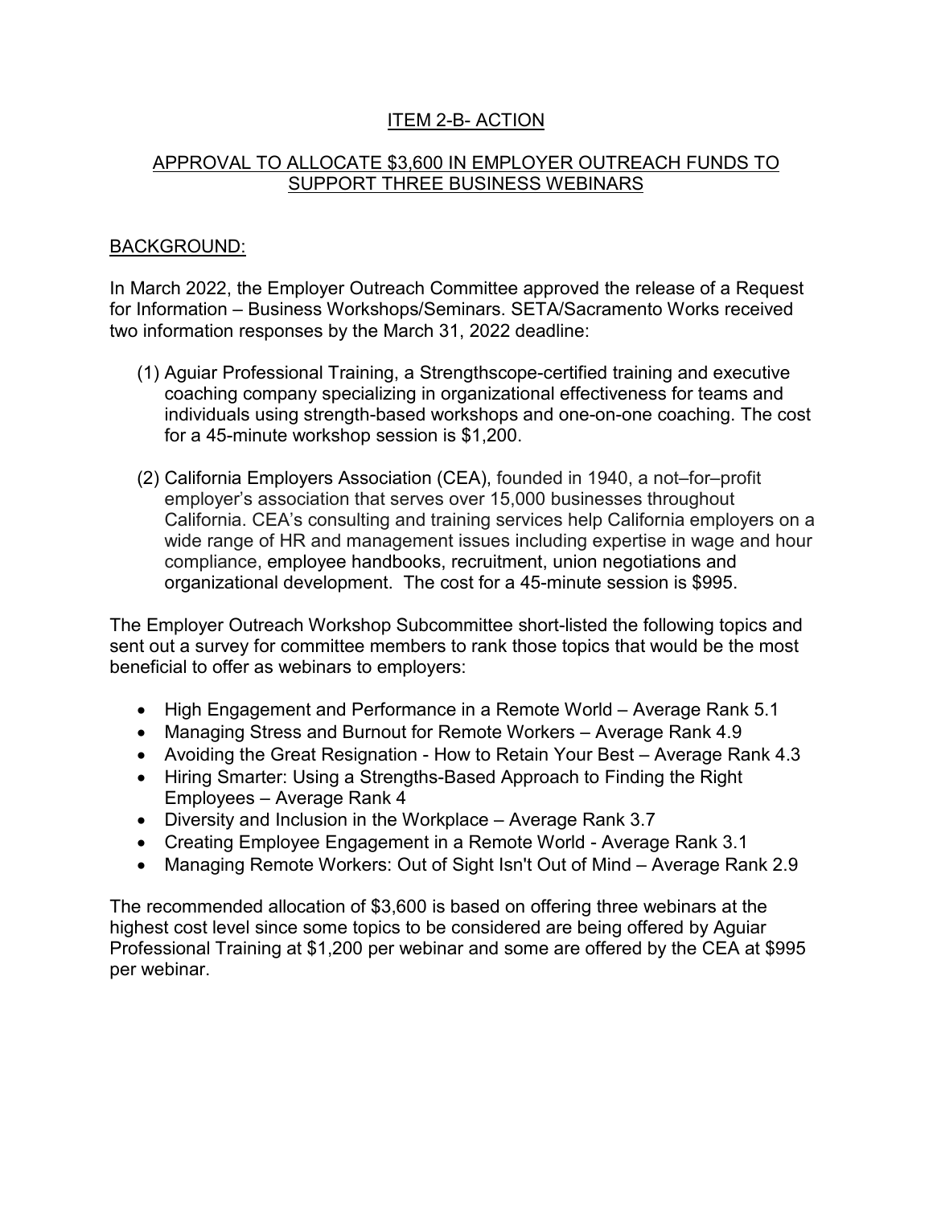## ITEM 2-B- ACTION

## APPROVAL TO ALLOCATE $3,600 IN EMPLOYER OUTREACH FUNDS TO SUPPORT THREE BUSINESS WEBINARS

### BACKGROUND:

In March 2022, the Employer Outreach Committee approved the release of a Request for Information – Business Workshops/Seminars. SETA/Sacramento Works received two information responses by the March 31, 2022 deadline:

(1) Aguiar Professional Training, a Strengthscope-certified training and executive coaching company specializing in organizational effectiveness for teams and individuals using strength-based workshops and one-on-one coaching. The cost for a 45-minute workshop session is $1,200.

(2) California Employers Association (CEA), founded in 1940, a not–for–profit employer's association that serves over 15,000 businesses throughout California. CEA's consulting and training services help California employers on a wide range of HR and management issues including expertise in wage and hour compliance, employee handbooks, recruitment, union negotiations and organizational development. The cost for a 45-minute session is $995.

The Employer Outreach Workshop Subcommittee short-listed the following topics and sent out a survey for committee members to rank those topics that would be the most beneficial to offer as webinars to employers:

- High Engagement and Performance in a Remote World – Average Rank 5.1
- Managing Stress and Burnout for Remote Workers – Average Rank 4.9
- Avoiding the Great Resignation - How to Retain Your Best – Average Rank 4.3
- Hiring Smarter: Using a Strengths-Based Approach to Finding the Right Employees – Average Rank 4
- Diversity and Inclusion in the Workplace – Average Rank 3.7
- Creating Employee Engagement in a Remote World - Average Rank 3.1
- Managing Remote Workers: Out of Sight Isn't Out of Mind – Average Rank 2.9

The recommended allocation of $3,600 is based on offering three webinars at the highest cost level since some topics to be considered are being offered by Aguiar Professional Training at $1,200 per webinar and some are offered by the CEA at $995 per webinar.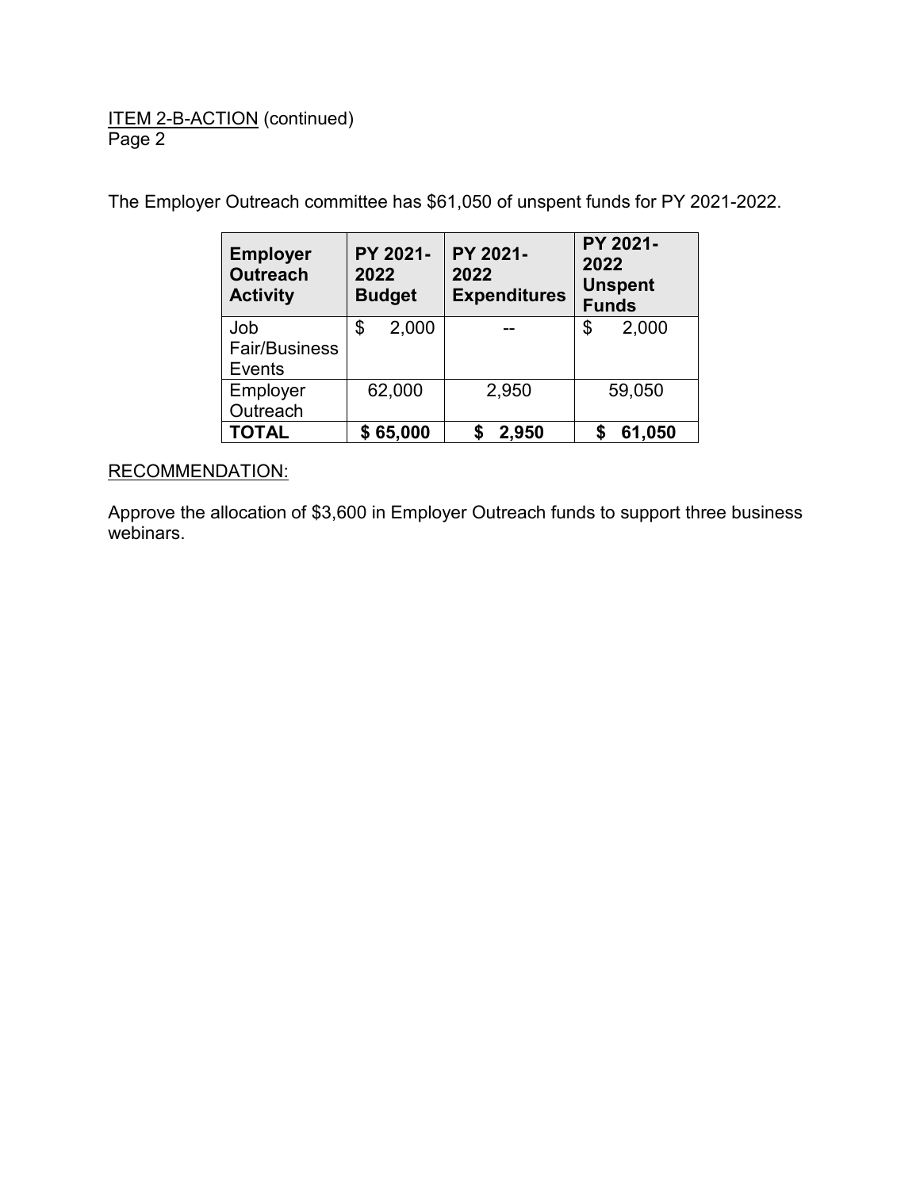ITEM 2-B-ACTION (continued)
Page 2

The Employer Outreach committee has $61,050 of unspent funds for PY 2021-2022.

| Employer Outreach Activity | PY 2021-2022 Budget | PY 2021-2022 Expenditures | PY 2021-2022 Unspent Funds |
|---|---|---|---|
| Job Fair/Business Events | $ 2,000 | -- | $ 2,000 |
| Employer Outreach | 62,000 | 2,950 | 59,050 |
| **TOTAL** | **$ 65,000** | **$ 2,950** | **$ 61,050** |

RECOMMENDATION:

Approve the allocation of $3,600 in Employer Outreach funds to support three business webinars.